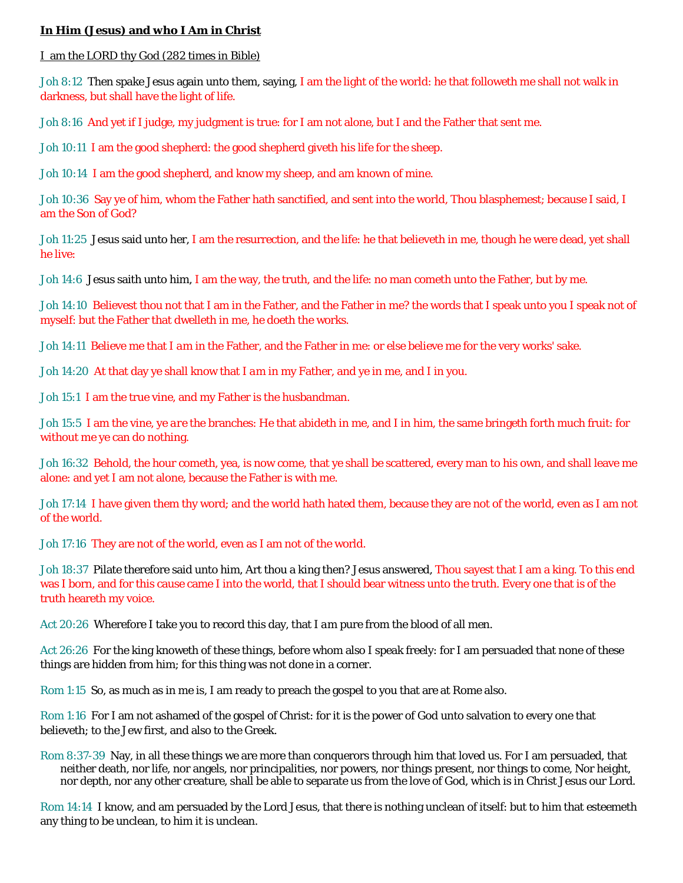**In Him (Jesus) and who I Am in Christ**

I am the LORD thy God (282 times in Bible)

Joh 8:12 Then spake Jesus again unto them, saying, I am the light of the world: he that followeth me shall not walk in darkness, but shall have the light of life.

Joh 8:16 And yet if I judge, my judgment is true: for I am not alone, but I and the Father that sent me.

Joh 10:11 I am the good shepherd: the good shepherd giveth his life for the sheep.

Joh 10:14 I am the good shepherd, and know my sheep, and am known of mine.

Joh 10:36 Say ye of him, whom the Father hath sanctified, and sent into the world, Thou blasphemest; because I said, I am the Son of God?

Joh 11:25 Jesus said unto her, I am the resurrection, and the life: he that believeth in me, though he were dead, yet shall he live:

Joh 14:6 Jesus saith unto him, I am the way, the truth, and the life: no man cometh unto the Father, but by me.

Joh 14:10 Believest thou not that I am in the Father, and the Father in me? the words that I speak unto you I speak not of myself: but the Father that dwelleth in me, he doeth the works.

Joh 14:11 Believe me that I *am* in the Father, and the Father in me: or else believe me for the very works' sake.

Joh 14:20 At that day ye shall know that I *am* in my Father, and ye in me, and I in you.

Joh 15:1 I am the true vine, and my Father is the husbandman.

Joh 15:5 I am the vine, ye *are* the branches: He that abideth in me, and I in him, the same bringeth forth much fruit: for without me ye can do nothing.

Joh 16:32 Behold, the hour cometh, yea, is now come, that ye shall be scattered, every man to his own, and shall leave me alone: and yet I am not alone, because the Father is with me.

Joh 17:14 I have given them thy word; and the world hath hated them, because they are not of the world, even as I am not of the world.

Joh 17:16 They are not of the world, even as I am not of the world.

Joh 18:37 Pilate therefore said unto him, Art thou a king then? Jesus answered, Thou sayest that I am a king. To this end was I born, and for this cause came I into the world, that I should bear witness unto the truth. Every one that is of the truth heareth my voice.

Act 20:26 Wherefore I take you to record this day, that I *am* pure from the blood of all men.

Act 26:26 For the king knoweth of these things, before whom also I speak freely: for I am persuaded that none of these things are hidden from him; for this thing was not done in a corner.

Rom 1:15 So, as much as in me is, I am ready to preach the gospel to you that are at Rome also.

Rom 1:16 For I am not ashamed of the gospel of Christ: for it is the power of God unto salvation to every one that believeth; to the Jew first, and also to the Greek.

Rom 8:37-39 Nay, in all these things we are more than conquerors through him that loved us. For I am persuaded, that neither death, nor life, nor angels, nor principalities, nor powers, nor things present, nor things to come, Nor height, nor depth, nor any other creature, shall be able to separate us from the love of God, which is in Christ Jesus our Lord.

Rom 14:14 I know, and am persuaded by the Lord Jesus, that *there* is nothing unclean of itself: but to him that esteemeth any thing to be unclean, to him it is unclean.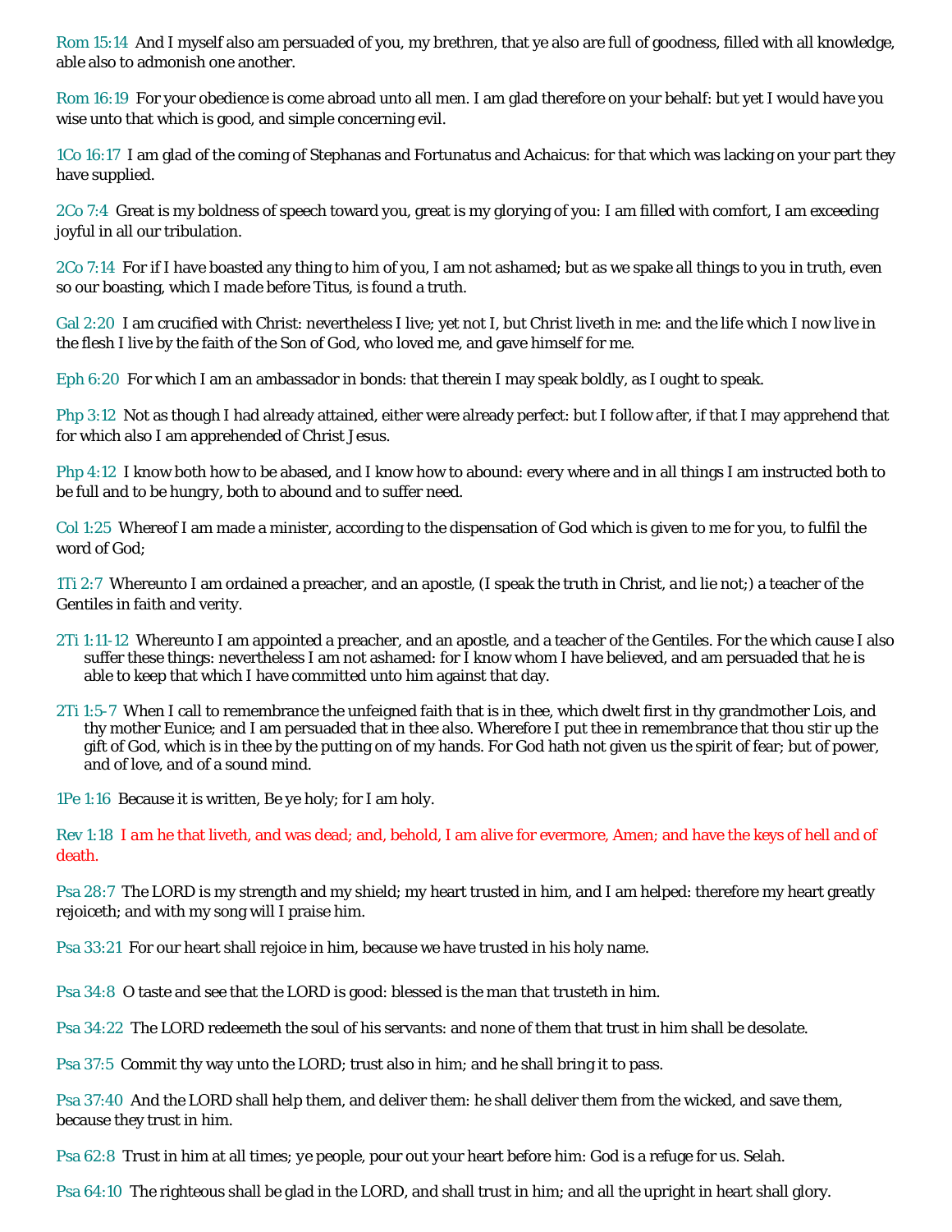Rom 15:14 And I myself also am persuaded of you, my brethren, that ye also are full of goodness, filled with all knowledge, able also to admonish one another.

Rom 16:19 For your obedience is come abroad unto all men. I am glad therefore on your behalf: but yet I would have you wise unto that which is good, and simple concerning evil.

1Co 16:17 I am glad of the coming of Stephanas and Fortunatus and Achaicus: for that which was lacking on your part they have supplied.

2Co 7:4 Great is my boldness of speech toward you, great is my glorying of you: I am filled with comfort, I am exceeding joyful in all our tribulation.

2Co 7:14 For if I have boasted any thing to him of you, I am not ashamed; but as we spake all things to you in truth, even so our boasting, which I *made* before Titus, is found a truth.

Gal 2:20 I am crucified with Christ: nevertheless I live; yet not I, but Christ liveth in me: and the life which I now live in the flesh I live by the faith of the Son of God, who loved me, and gave himself for me.

Eph 6:20 For which I am an ambassador in bonds: that therein I may speak boldly, as I ought to speak.

Php 3:12 Not as though I had already attained, either were already perfect: but I follow after, if that I may apprehend that for which also I am apprehended of Christ Jesus.

Php 4:12 I know both how to be abased, and I know how to abound: every where and in all things I am instructed both to be full and to be hungry, both to abound and to suffer need.

Col 1:25 Whereof I am made a minister, according to the dispensation of God which is given to me for you, to fulfil the word of God;

1Ti 2:7 Whereunto I am ordained a preacher, and an apostle, (I speak the truth in Christ, *and* lie not;) a teacher of the Gentiles in faith and verity.

2Ti 1:11-12 Whereunto I am appointed a preacher, and an apostle, and a teacher of the Gentiles. For the which cause I also suffer these things: nevertheless I am not ashamed: for I know whom I have believed, and am persuaded that he is able to keep that which I have committed unto him against that day.

2Ti 1:5-7 When I call to remembrance the unfeigned faith that is in thee, which dwelt first in thy grandmother Lois, and thy mother Eunice; and I am persuaded that in thee also. Wherefore I put thee in remembrance that thou stir up the gift of God, which is in thee by the putting on of my hands. For God hath not given us the spirit of fear; but of power, and of love, and of a sound mind.

1Pe 1:16 Because it is written, Be ye holy; for I am holy.

Rev 1:18 I am he that liveth, and was dead; and, behold, I am alive for evermore, Amen; and have the keys of hell and of death.

Psa 28:7 The LORD is my strength and my shield; my heart trusted in him, and I am helped: therefore my heart greatly rejoiceth; and with my song will I praise him.

Psa 33:21 For our heart shall rejoice in him, because we have trusted in his holy name.

Psa 34:8 O taste and see that the LORD is good: blessed is the man *that* trusteth in him.

Psa 34:22 The LORD redeemeth the soul of his servants: and none of them that trust in him shall be desolate.

Psa 37:5 Commit thy way unto the LORD; trust also in him; and he shall bring it to pass.

Psa 37:40 And the LORD shall help them, and deliver them: he shall deliver them from the wicked, and save them, because they trust in him.

Psa 62:8 Trust in him at all times; *ye* people, pour out your heart before him: God is a refuge for us. Selah.

Psa 64:10 The righteous shall be glad in the LORD, and shall trust in him; and all the upright in heart shall glory.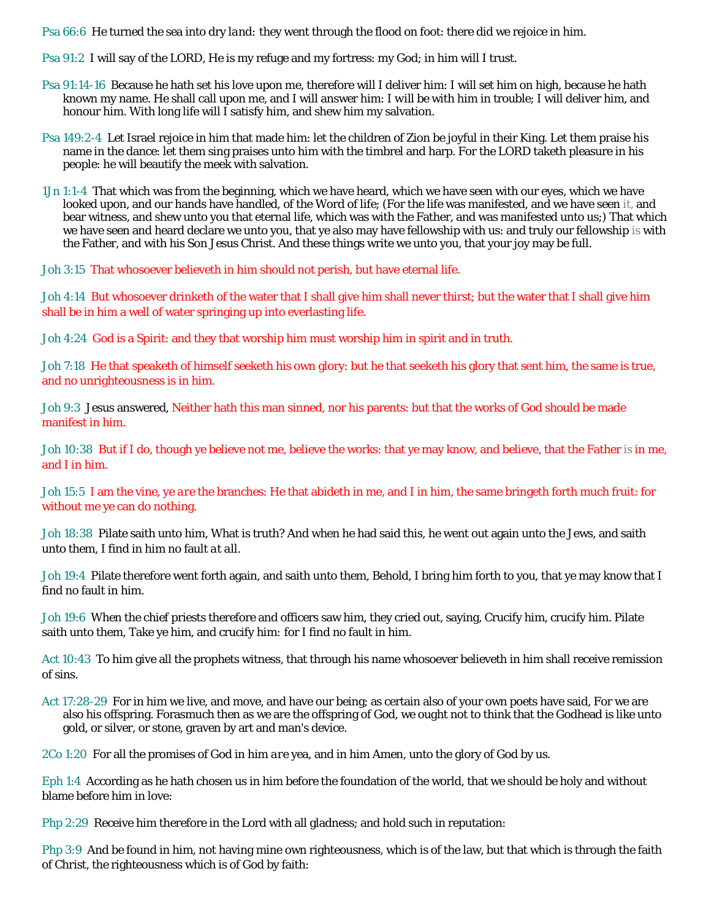Psa 66:6 He turned the sea into dry *land*: they went through the flood on foot: there did we rejoice in him.

Psa 91:2 I will say of the LORD, He is my refuge and my fortress: my God; in him will I trust.

Psa 91:14-16 Because he hath set his love upon me, therefore will I deliver him: I will set him on high, because he hath known my name. He shall call upon me, and I will answer him: I will be with him in trouble; I will deliver him, and honour him. With long life will I satisfy him, and shew him my salvation.

Psa 149:2-4 Let Israel rejoice in him that made him: let the children of Zion be joyful in their King. Let them praise his name in the dance: let them sing praises unto him with the timbrel and harp. For the LORD taketh pleasure in his people: he will beautify the meek with salvation.

1Jn 1:1-4 That which was from the beginning, which we have heard, which we have seen with our eyes, which we have looked upon, and our hands have handled, of the Word of life; (For the life was manifested, and we have seen it, and bear witness, and shew unto you that eternal life, which was with the Father, and was manifested unto us;) That which we have seen and heard declare we unto you, that ye also may have fellowship with us: and truly our fellowship is with the Father, and with his Son Jesus Christ. And these things write we unto you, that your joy may be full.

Joh 3:15 That whosoever believeth in him should not perish, but have eternal life.

Joh 4:14 But whosoever drinketh of the water that I shall give him shall never thirst; but the water that I shall give him shall be in him a well of water springing up into everlasting life.

Joh 4:24 God is a Spirit: and they that worship him must worship him in spirit and in truth.

Joh 7:18 He that speaketh of himself seeketh his own glory: but he that seeketh his glory that sent him, the same is true, and no unrighteousness is in him.

Joh 9:3 Jesus answered, Neither hath this man sinned, nor his parents: but that the works of God should be made manifest in him.

Joh 10:38 But if I do, though ye believe not me, believe the works: that ye may know, and believe, that the Father is in me, and I in him.

Joh 15:5 I am the vine, ye *are* the branches: He that abideth in me, and I in him, the same bringeth forth much fruit: for without me ye can do nothing.

Joh 18:38 Pilate saith unto him, What is truth? And when he had said this, he went out again unto the Jews, and saith unto them, I find in him no fault *at all*.

Joh 19:4 Pilate therefore went forth again, and saith unto them, Behold, I bring him forth to you, that ye may know that I find no fault in him.

Joh 19:6 When the chief priests therefore and officers saw him, they cried out, saying, Crucify him, crucify him. Pilate saith unto them, Take ye him, and crucify him: for I find no fault in him.

Act 10:43 To him give all the prophets witness, that through his name whosoever believeth in him shall receive remission of sins.

Act 17:28-29 For in him we live, and move, and have our being; as certain also of your own poets have said, For we are also his offspring. Forasmuch then as we are the offspring of God, we ought not to think that the Godhead is like unto gold, or silver, or stone, graven by art and man's device.

2Co 1:20 For all the promises of God in him *are* yea, and in him Amen, unto the glory of God by us.

Eph 1:4 According as he hath chosen us in him before the foundation of the world, that we should be holy and without blame before him in love:

Php 2:29 Receive him therefore in the Lord with all gladness; and hold such in reputation:

Php 3:9 And be found in him, not having mine own righteousness, which is of the law, but that which is through the faith of Christ, the righteousness which is of God by faith: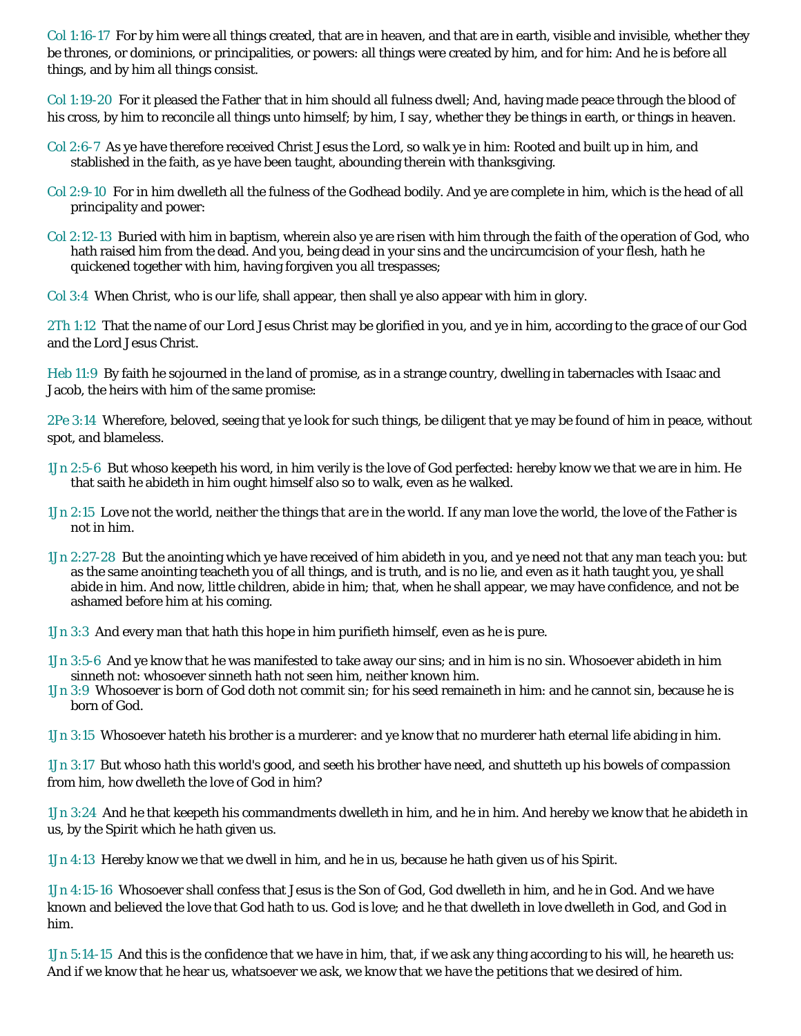Col 1:16-17 For by him were all things created, that are in heaven, and that are in earth, visible and invisible, whether they be thrones, or dominions, or principalities, or powers: all things were created by him, and for him: And he is before all things, and by him all things consist.

Col 1:19-20 For it pleased the *Father* that in him should all fulness dwell; And, having made peace through the blood of his cross, by him to reconcile all things unto himself; by him, *I say*, whether they be things in earth, or things in heaven.

Col 2:6-7 As ye have therefore received Christ Jesus the Lord, so walk ye in him: Rooted and built up in him, and stablished in the faith, as ye have been taught, abounding therein with thanksgiving.

Col 2:9-10 For in him dwelleth all the fulness of the Godhead bodily. And ye are complete in him, which is the head of all principality and power:

Col 2:12-13 Buried with him in baptism, wherein also ye are risen with him through the faith of the operation of God, who hath raised him from the dead. And you, being dead in your sins and the uncircumcision of your flesh, hath he quickened together with him, having forgiven you all trespasses;

Col 3:4 When Christ, who is our life, shall appear, then shall ye also appear with him in glory.

2Th 1:12 That the name of our Lord Jesus Christ may be glorified in you, and ye in him, according to the grace of our God and the Lord Jesus Christ.

Heb 11:9 By faith he sojourned in the land of promise, as in a strange country, dwelling in tabernacles with Isaac and Jacob, the heirs with him of the same promise:

2Pe 3:14 Wherefore, beloved, seeing that ye look for such things, be diligent that ye may be found of him in peace, without spot, and blameless.

1Jn 2:5-6 But whoso keepeth his word, in him verily is the love of God perfected: hereby know we that we are in him. He that saith he abideth in him ought himself also so to walk, even as he walked.

1Jn 2:15 Love not the world, neither the things *that are* in the world. If any man love the world, the love of the Father is not in him.

1Jn 2:27-28 But the anointing which ye have received of him abideth in you, and ye need not that any man teach you: but as the same anointing teacheth you of all things, and is truth, and is no lie, and even as it hath taught you, ye shall abide in him. And now, little children, abide in him; that, when he shall appear, we may have confidence, and not be ashamed before him at his coming.

1Jn 3:3 And every man that hath this hope in him purifieth himself, even as he is pure.

1Jn 3:5-6 And ye know that he was manifested to take away our sins; and in him is no sin. Whosoever abideth in him sinneth not: whosoever sinneth hath not seen him, neither known him.
1Jn 3:9 Whosoever is born of God doth not commit sin; for his seed remaineth in him: and he cannot sin, because he is born of God.

1Jn 3:15 Whosoever hateth his brother is a murderer: and ye know that no murderer hath eternal life abiding in him.

1Jn 3:17 But whoso hath this world's good, and seeth his brother have need, and shutteth up his bowels of *compassion* from him, how dwelleth the love of God in him?

1Jn 3:24 And he that keepeth his commandments dwelleth in him, and he in him. And hereby we know that he abideth in us, by the Spirit which he hath given us.

1Jn 4:13 Hereby know we that we dwell in him, and he in us, because he hath given us of his Spirit.

1Jn 4:15-16 Whosoever shall confess that Jesus is the Son of God, God dwelleth in him, and he in God. And we have known and believed the love that God hath to us. God is love; and he that dwelleth in love dwelleth in God, and God in him.

1Jn 5:14-15 And this is the confidence that we have in him, that, if we ask any thing according to his will, he heareth us: And if we know that he hear us, whatsoever we ask, we know that we have the petitions that we desired of him.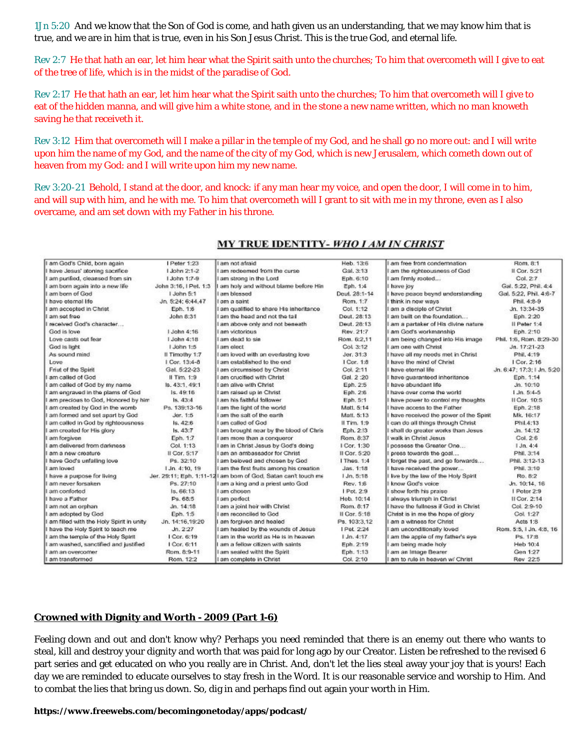1Jn 5:20 And we know that the Son of God is come, and hath given us an understanding, that we may know him that is true, and we are in him that is true, even in his Son Jesus Christ. This is the true God, and eternal life.

Rev 2:7 He that hath an ear, let him hear what the Spirit saith unto the churches; To him that overcometh will I give to eat of the tree of life, which is in the midst of the paradise of God.

Rev 2:17 He that hath an ear, let him hear what the Spirit saith unto the churches; To him that overcometh will I give to eat of the hidden manna, and will give him a white stone, and in the stone a new name written, which no man knoweth saving he that receiveth it.

Rev 3:12 Him that overcometh will I make a pillar in the temple of my God, and he shall go no more out: and I will write upon him the name of my God, and the name of the city of my God, which is new Jerusalem, which cometh down out of heaven from my God: and I will write upon him my new name.

Rev 3:20-21 Behold, I stand at the door, and knock: if any man hear my voice, and open the door, I will come in to him, and will sup with him, and he with me. To him that overcometh will I grant to sit with me in my throne, even as I also overcame, and am set down with my Father in his throne.

## MY TRUE IDENTITY- *WHO I AM IN CHRIST*

| | | | | | |
|---|---|---|---|---|---|
| I am God's Child, born again | I Peter 1:23 | I am not afraid | Heb. 13:6 | I am free from condemnation | Rom. 8:1 |
| I have Jesus' atoning sacrifice | I John 2:1-2 | I am redeemed from the curse | Gal. 3:13 | I am the righteousness of God | II Cor. 5:21 |
| I am purified, cleansed from sin | I John 1:7-9 | I am strong in the Lord | Eph. 6:10 | I am firmly rooted… | Col. 2:7 |
| I am born again into a new life | John 3:16, I Pet. 1:3 | I am holy and without blame before Him | Eph. 1:4 | I have joy | Gal. 5:22, Phil. 4:4 |
| I am born of God | I John 5:1 | I am blessed | Deut. 28:1-14 | I have peace beynd understanding | Gal. 5:22, Phil. 4:6-7 |
| I have eternal life | Jn. 5:24; 6:44,47 | I am a saint | Rom. 1:7 | I think in new ways | Phil. 4:8-9 |
| I am accepted in Christ | Eph. 1:6 | I am qualified to share His inheritance | Col. 1:12 | I am a disciple of Christ | Jn. 13:34-35 |
| I am set free | John 8:31 | I am the head and not the tail | Deut. 28:13 | I am built on the foundation… | Eph. 2:20 |
| I received God's character… | | I am above only and not beneath | Deut. 28:13 | I am a partaker of His divine nature | II Peter 1:4 |
| God is love | I John 4:16 | I am victorious | Rev. 21:7 | I am God's workmanship | Eph. 2:10 |
| Love casts out fear | I John 4:18 | I am dead to sin | Rom. 6:2,11 | I am being changed into His image | Phil. 1:6, Rom. 8:29-30 |
| God is light | I John 1:5 | I am elect | Col. 3:12 | I am one with Christ | Jn. 17:21-23 |
| As sound mind | II Timothy 1:7 | I am loved with an everlasting love | Jer. 31:3 | I have all my needs met in Christ | Phil. 4:19 |
| Love | I Cor. 13:4-8 | I am established to the end | I Cor. 1:8 | I have the mind of Christ | I Cor. 2:16 |
| Friut of the Spirit | Gal. 5:22-23 | I am circumsised by Christ | Col. 2:11 | I have eternal life | Jn. 6:47; 17:3; I Jn. 5:20 |
| I am called of God | II Tim. 1:9 | I am crucified with Christ | Gal. 2:20 | I have guaranteed inheritance | Eph. 1:14 |
| I am called of God by my name | Is. 43:1, 49:1 | I am alive with Christ | Eph. 2:5 | I have abundant life | Jn. 10:10 |
| I am engraved in the palms of God | Is. 49:16 | I am raised up in Christ | Eph. 2:6 | I have over come the world | I Jn. 5:4-5 |
| I am precious to God, Honored by him | Is. 43:4 | I am his faithful follower | Eph. 5:1 | I have power to control my thoughts | II Cor. 10:5 |
| I am created by God in the womb | Ps. 139:13-16 | I am the light of the world | Matt. 5:14 | I have access to the Father | Eph. 2:18 |
| I am formed and set apart by God | Jer. 1:5 | I am the salt of the earth | Matt. 5:13 | I have received the power of the Spirit | Mk. 16:17 |
| I am called in God by righteousness | Is. 42:6 | I am called of God | II Tim. 1:9 | I can do all things through Christ | Phil.4:13 |
| I am created for His glory | Is. 43:7 | I am brought near by the blood of Chris | Eph. 2:13 | I shall do greater works than Jesus | Jn. 14:12 |
| I am forgiven | Eph. 1:7 | I am more than a conqueror | Rom. 8:37 | I walk in Christ Jesus | Col. 2:6 |
| I am delivered from darkness | Col. 1:13 | I am in Christ Jesus by God's doing | I Cor. 1:30 | I possess the Greater One… | I Jn. 4:4 |
| I am a new creature | II Cor. 5:17 | I am an ambassador for Christ | II Cor. 5:20 | I press towards the goal… | Phil. 3:14 |
| I have God's unfailing love | Ps. 32:10 | I am beloved and chosen by God | I Thes. 1:4 | I forget the past, and go forwards… | Phil. 3:12-13 |
| I am loved | I Jn. 4:10, 19 | I am the first fruits among his creation | Jas. 1:18 | I have received the power… | Phil. 3:10 |
| I have a purpose for living | Jer. 29:11; Eph. 1:11-12 | I am born of God, Satan can't touch me | I Jn. 5:18 | I live by the law of the Holy Spirit | Ro. 8:2 |
| I am never forsaken | Ps. 27:10 | I am a king and a priest unto God | Rev. 1:6 | I know God's voice | Jn. 10:14, 16 |
| I am comforted | Is. 66:13 | I am chosen | I Pet. 2:9 | I show forth his praise | I Peter 2:9 |
| I have a Father | Ps. 68:5 | I am perfect | Heb. 10:14 | I always triumph in Christ | II Cor. 2:14 |
| I am not an orphan | Jn. 14:18 | I am a joint heir with Christ | Rom. 8:17 | I have the fullness if God in Christ | Col. 2:9-10 |
| I am adopted by God | Eph. 1:5 | I am reconciled to God | II Cor. 5:18 | Christ is in me the hope of glory | Col. 1:27 |
| I am filled with the Holy Spirit in unity | Jn. 14:16,19:20 | I am forgiven and healed | Ps. 103:3,12 | I am a witness for Christ | Acts 1:8 |
| I have the Holy Spirit to teach me | Jn. 2:27 | I am healed by the wounds of Jesus | I Pet. 2:24 | I am unconditionally loved | Rom. 5:5, I Jn. 4:8, 16 |
| I am the temple of the Holy Spirit | I Cor. 6:19 | I am in the world as He is in heaven | I Jn. 4:17 | I am the apple of my father's eye | Ps. 17:8 |
| I am washed, sanctified and justified | I Cor. 6:11 | I am a fellow citizen with saints | Eph. 2:19 | I am being made holy | Heb 10:4 |
| I am an overcomer | Rom. 8:9-11 | I am sealed witht the Spirit | Eph. 1:13 | I am an Image Bearer | Gen 1:27 |
| I am transformed | Rom. 12:2 | I am complete in Christ | Col. 2:10 | I am to rule in heaven w/ Christ | Rev 22:5 |

**Crowned with Dignity and Worth - 2009 (Part 1-6)**

Feeling down and out and don't know why? Perhaps you need reminded that there is an enemy out there who wants to steal, kill and destroy your dignity and worth that was paid for long ago by our Creator. Listen be refreshed to the revised 6 part series and get educated on who you really are in Christ. And, don't let the lies steal away your joy that is yours! Each day we are reminded to educate ourselves to stay fresh in the Word. It is our reasonable service and worship to Him. And to combat the lies that bring us down. So, dig in and perhaps find out again your worth in Him.

**https://www.freewebs.com/becomingonetoday/apps/podcast/**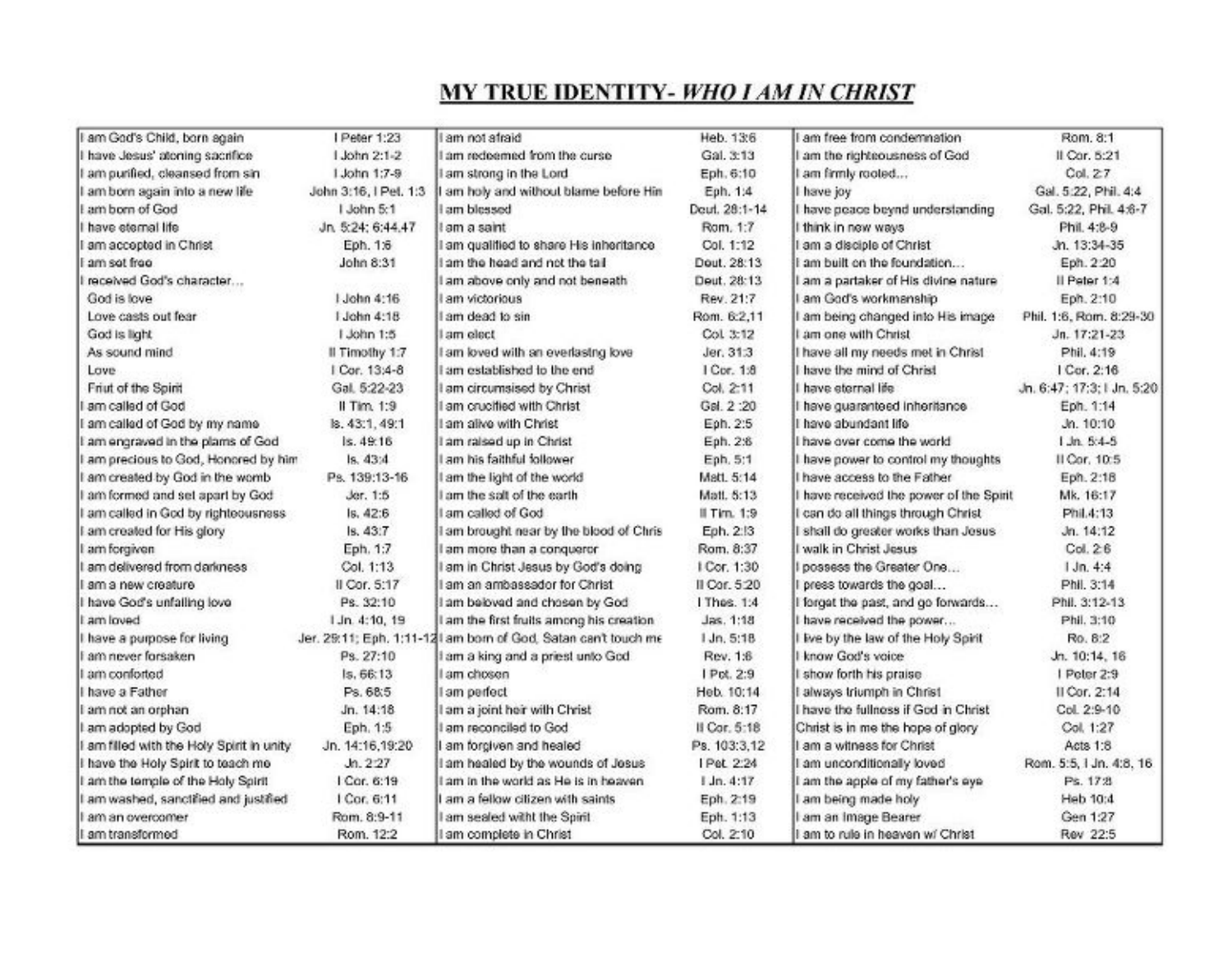# MY TRUE IDENTITY- *WHO I AM IN CHRIST*

| | | | | | |
|---|---|---|---|---|---|
| I am God's Child, born again | I Peter 1:23 | I am not afraid | Heb. 13:6 | I am free from condemnation | Rom. 8:1 |
| I have Jesus' atoning sacrifice | I John 2:1-2 | I am redeemed from the curse | Gal. 3:13 | I am the righteousness of God | II Cor. 5:21 |
| I am purified, cleansed from sin | I John 1:7-9 | I am strong in the Lord | Eph. 6:10 | I am firmly rooted… | Col. 2:7 |
| I am born again into a new life | John 3:16, I Pet. 1:3 | I am holy and without blame before Him | Eph. 1:4 | I have joy | Gal. 5:22, Phil. 4:4 |
| I am born of God | I John 5:1 | I am blessed | Deut. 28:1-14 | I have peace beynd understanding | Gal. 5:22, Phil. 4:6-7 |
| I have eternal life | Jn. 5:24; 6:44,47 | I am a saint | Rom. 1:7 | I think in new ways | Phil. 4:8-9 |
| I am accepted in Christ | Eph. 1:6 | I am qualified to share His inheritance | Col. 1:12 | I am a disciple of Christ | Jn. 13:34-35 |
| I am set free | John 8:31 | I am the head and not the tail | Deut. 28:13 | I am built on the foundation… | Eph. 2:20 |
| I received God's character… | | I am above only and not beneath | Deut. 28:13 | I am a partaker of His divine nature | II Peter 1:4 |
| God is love | I John 4:16 | I am victorious | Rev. 21:7 | I am God's workmanship | Eph. 2:10 |
| Love casts out fear | I John 4:18 | I am dead to sin | Rom. 6:2,11 | I am being changed into His image | Phil. 1:6, Rom. 8:29-30 |
| God is light | I John 1:5 | I am elect | Col. 3:12 | I am one with Christ | Jn. 17:21-23 |
| As sound mind | II Timothy 1:7 | I am loved with an everlastng love | Jer. 31:3 | I have all my needs met in Christ | Phil. 4:19 |
| Love | I Cor. 13:4-8 | I am established to the end | I Cor. 1:8 | I have the mind of Christ | I Cor. 2:16 |
| Friut of the Spirit | Gal. 5:22-23 | I am circumsised by Christ | Col. 2:11 | I have eternal life | Jn. 6:47; 17:3; I Jn. 5:20 |
| I am called of God | II Tim. 1:9 | I am crucified with Christ | Gal. 2 :20 | I have guaranteed inheritance | Eph. 1:14 |
| I am called of God by my name | Is. 43:1, 49:1 | I am alive with Christ | Eph. 2:5 | I have abundant life | Jn. 10:10 |
| I am engraved in the plams of God | Is. 49:16 | I am raised up in Christ | Eph. 2:6 | I have over come the world | I Jn. 5:4-5 |
| I am precious to God, Honored by him | Is. 43:4 | I am his faithful follower | Eph. 5:1 | I have power to control my thoughts | II Cor. 10:5 |
| I am created by God in the womb | Ps. 139:13-16 | I am the light of the world | Matt. 5:14 | I have access to the Father | Eph. 2:18 |
| I am formed and set apart by God | Jer. 1:5 | I am the salt of the earth | Matt. 5:13 | I have received the power of the Spirit | Mk. 16:17 |
| I am called in God by righteousness | Is. 42:6 | I am called of God | II Tim. 1:9 | I can do all things through Christ | Phil.4:13 |
| I am created for His glory | Is. 43:7 | I am brought near by the blood of Chris | Eph. 2:13 | I shall do greater works than Jesus | Jn. 14:12 |
| I am forgiven | Eph. 1:7 | I am more than a conqueror | Rom. 8:37 | I walk in Christ Jesus | Col. 2:6 |
| I am delivered from darkness | Col. 1:13 | I am in Christ Jesus by God's doing | I Cor. 1:30 | I possess the Greater One… | I Jn. 4:4 |
| I am a new creature | II Cor. 5:17 | I am an ambassador for Christ | II Cor. 5:20 | I press towards the goal… | Phil. 3:14 |
| I have God's unfailing love | Ps. 32:10 | I am beloved and chosen by God | I Thes. 1:4 | I forget the past, and go forwards… | Phil. 3:12-13 |
| I am loved | I Jn. 4:10, 19 | I am the first fruits among his creation | Jas. 1:18 | I have received the power… | Phil. 3:10 |
| I have a purpose for living | Jer. 29:11; Eph. 1:11-12 | I am born of God, Satan can't touch me | I Jn. 5:18 | I live by the law of the Holy Spirit | Ro. 8:2 |
| I am never forsaken | Ps. 27:10 | I am a king and a priest unto God | Rev. 1:6 | I know God's voice | Jn. 10:14, 16 |
| I am comforted | Is. 66:13 | I am chosen | I Pet. 2:9 | I show forth his praise | I Peter 2:9 |
| I have a Father | Ps. 68:5 | I am perfect | Heb. 10:14 | I always triumph in Christ | II Cor. 2:14 |
| I am not an orphan | Jn. 14:18 | I am a joint heir with Christ | Rom. 8:17 | I have the fullness if God in Christ | Col. 2:9-10 |
| I am adopted by God | Eph. 1:5 | I am reconciled to God | II Cor. 5:18 | Christ is in me the hope of glory | Col. 1:27 |
| I am filled with the Holy Spirit in unity | Jn. 14:16,19:20 | I am forgiven and healed | Ps. 103:3,12 | I am a witness for Christ | Acts 1:8 |
| I have the Holy Spirit to teach me | Jn. 2:27 | I am healed by the wounds of Jesus | I Pet. 2:24 | I am unconditionally loved | Rom. 5:5, I Jn. 4:8, 16 |
| I am the temple of the Holy Spirit | I Cor. 6:19 | I am in the world as He is in heaven | I Jn. 4:17 | I am the apple of my father's eye | Ps. 17:8 |
| I am washed, sanctified and justified | I Cor. 6:11 | I am a fellow citizen with saints | Eph. 2:19 | I am being made holy | Heb 10:4 |
| I am an overcomer | Rom. 8:9-11 | I am sealed witht the Spirit | Eph. 1:13 | I am an Image Bearer | Gen 1:27 |
| I am transformed | Rom. 12:2 | I am complete in Christ | Col. 2:10 | I am to rule in heaven w/ Christ | Rev 22:5 |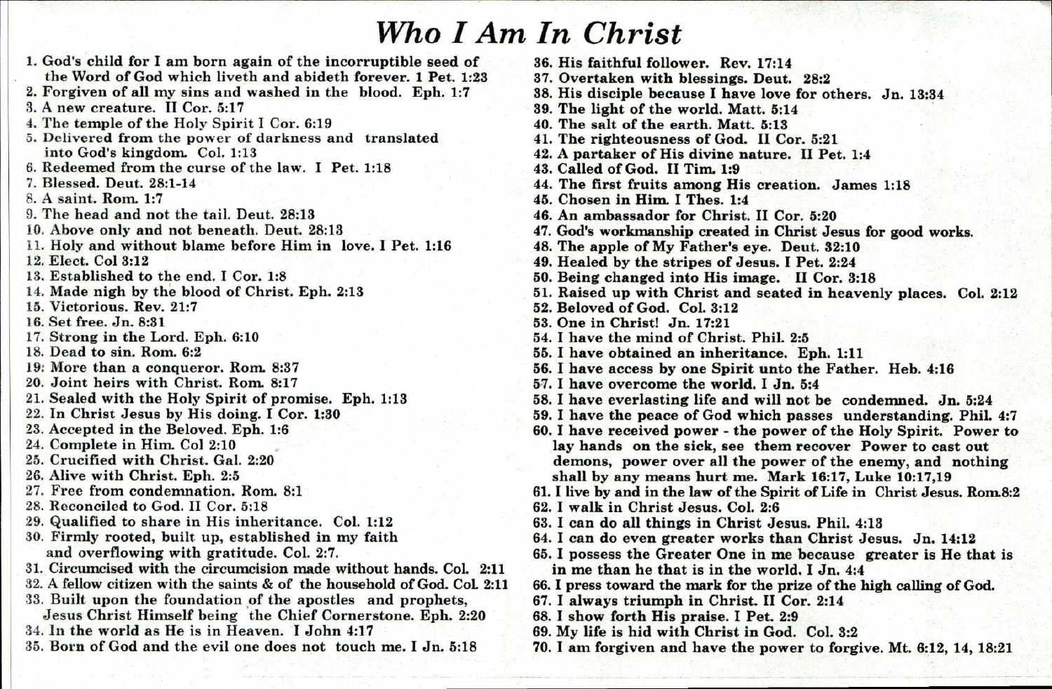# *Who I Am In Christ*

1. God's child for I am born again of the incorruptible seed of the Word of God which liveth and abideth forever. 1 Pet. 1:23
2. Forgiven of all my sins and washed in the blood. Eph. 1:7
3. A new creature. II Cor. 5:17
4. The temple of the Holy Spirit I Cor. 6:19
5. Delivered from the power of darkness and translated into God's kingdom. Col. 1:13
6. Redeemed from the curse of the law. I Pet. 1:18
7. Blessed. Deut. 28:1-14
8. A saint. Rom. 1:7
9. The head and not the tail. Deut. 28:13
10. Above only and not beneath. Deut. 28:13
11. Holy and without blame before Him in love. I Pet. 1:16
12. Elect. Col 3:12
13. Established to the end. I Cor. 1:8
14. Made nigh by the blood of Christ. Eph. 2:13
15. Victorious. Rev. 21:7
16. Set free. Jn. 8:31
17. Strong in the Lord. Eph. 6:10
18. Dead to sin. Rom. 6:2
19. More than a conqueror. Rom. 8:37
20. Joint heirs with Christ. Rom. 8:17
21. Sealed with the Holy Spirit of promise. Eph. 1:13
22. In Christ Jesus by His doing. I Cor. 1:30
23. Accepted in the Beloved. Eph. 1:6
24. Complete in Him. Col 2:10
25. Crucified with Christ. Gal. 2:20
26. Alive with Christ. Eph. 2:5
27. Free from condemnation. Rom. 8:1
28. Reconciled to God. II Cor. 5:18
29. Qualified to share in His inheritance. Col. 1:12
30. Firmly rooted, built up, established in my faith and overflowing with gratitude. Col. 2:7.
31. Circumcised with the circumcision made without hands. Col. 2:11
32. A fellow citizen with the saints & of the household of God. Col. 2:11
33. Built upon the foundation of the apostles and prophets, Jesus Christ Himself being the Chief Cornerstone. Eph. 2:20
34. In the world as He is in Heaven. I John 4:17
35. Born of God and the evil one does not touch me. I Jn. 5:18
36. His faithful follower. Rev. 17:14
37. Overtaken with blessings. Deut. 28:2
38. His disciple because I have love for others. Jn. 13:34
39. The light of the world. Matt. 5:14
40. The salt of the earth. Matt. 5:13
41. The righteousness of God. II Cor. 5:21
42. A partaker of His divine nature. II Pet. 1:4
43. Called of God. II Tim. 1:9
44. The first fruits among His creation. James 1:18
45. Chosen in Him. I Thes. 1:4
46. An ambassador for Christ. II Cor. 5:20
47. God's workmanship created in Christ Jesus for good works.
48. The apple of My Father's eye. Deut. 32:10
49. Healed by the stripes of Jesus. I Pet. 2:24
50. Being changed into His image. II Cor. 3:18
51. Raised up with Christ and seated in heavenly places. Col. 2:12
52. Beloved of God. Col. 3:12
53. One in Christ! Jn. 17:21
54. I have the mind of Christ. Phil. 2:5
55. I have obtained an inheritance. Eph. 1:11
56. I have access by one Spirit unto the Father. Heb. 4:16
57. I have overcome the world. I Jn. 5:4
58. I have everlasting life and will not be condemned. Jn. 5:24
59. I have the peace of God which passes understanding. Phil. 4:7
60. I have received power - the power of the Holy Spirit. Power to lay hands on the sick, see them recover Power to cast out demons, power over all the power of the enemy, and nothing shall by any means hurt me. Mark 16:17,19, Luke 10:17,19
61. I live by and in the law of the Spirit of Life in Christ Jesus. Rom.8:2
62. I walk in Christ Jesus. Col. 2:6
63. I can do all things in Christ Jesus. Phil. 4:13
64. I can do even greater works than Christ Jesus. Jn. 14:12
65. I possess the Greater One in me because greater is He that is in me than he that is in the world. I Jn. 4:4
66. I press toward the mark for the prize of the high calling of God.
67. I always triumph in Christ. II Cor. 2:14
68. I show forth His praise. I Pet. 2:9
69. My life is hid with Christ in God. Col. 3:2
70. I am forgiven and have the power to forgive. Mt. 6:12, 14, 18:21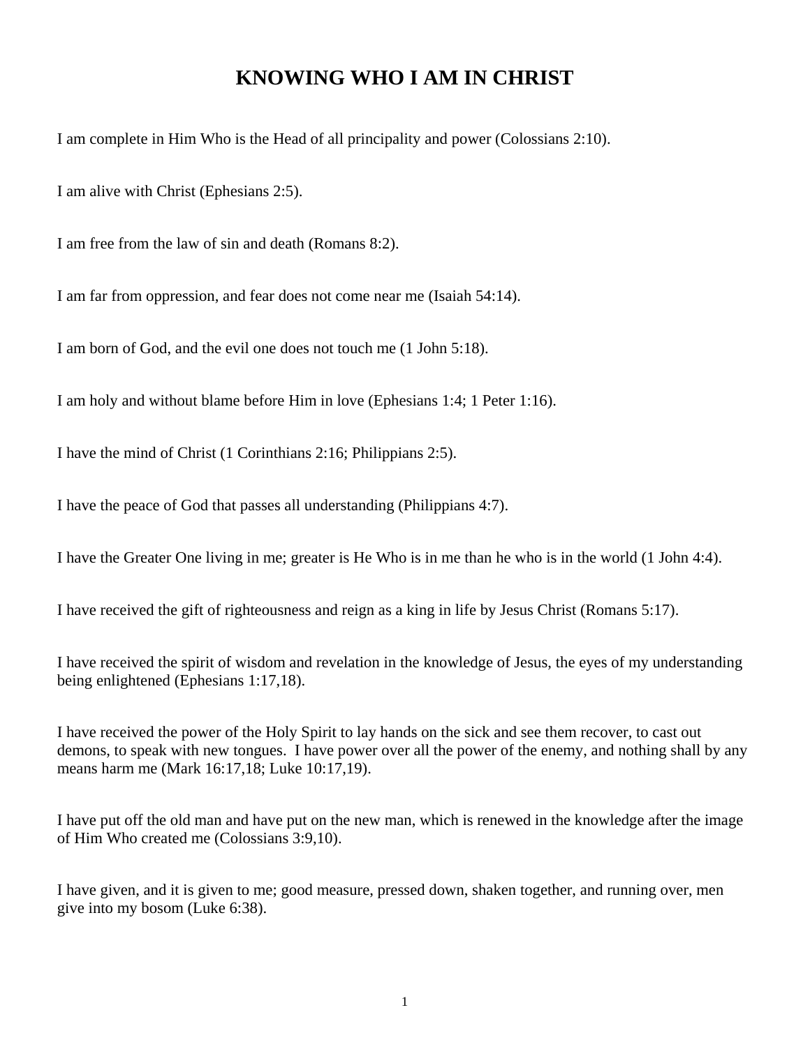# KNOWING WHO I AM IN CHRIST

I am complete in Him Who is the Head of all principality and power (Colossians 2:10).

I am alive with Christ (Ephesians 2:5).

I am free from the law of sin and death (Romans 8:2).

I am far from oppression, and fear does not come near me (Isaiah 54:14).

I am born of God, and the evil one does not touch me (1 John 5:18).

I am holy and without blame before Him in love (Ephesians 1:4; 1 Peter 1:16).

I have the mind of Christ (1 Corinthians 2:16; Philippians 2:5).

I have the peace of God that passes all understanding (Philippians 4:7).

I have the Greater One living in me; greater is He Who is in me than he who is in the world (1 John 4:4).

I have received the gift of righteousness and reign as a king in life by Jesus Christ (Romans 5:17).

I have received the spirit of wisdom and revelation in the knowledge of Jesus, the eyes of my understanding being enlightened (Ephesians 1:17,18).

I have received the power of the Holy Spirit to lay hands on the sick and see them recover, to cast out demons, to speak with new tongues. I have power over all the power of the enemy, and nothing shall by any means harm me (Mark 16:17,18; Luke 10:17,19).

I have put off the old man and have put on the new man, which is renewed in the knowledge after the image of Him Who created me (Colossians 3:9,10).

I have given, and it is given to me; good measure, pressed down, shaken together, and running over, men give into my bosom (Luke 6:38).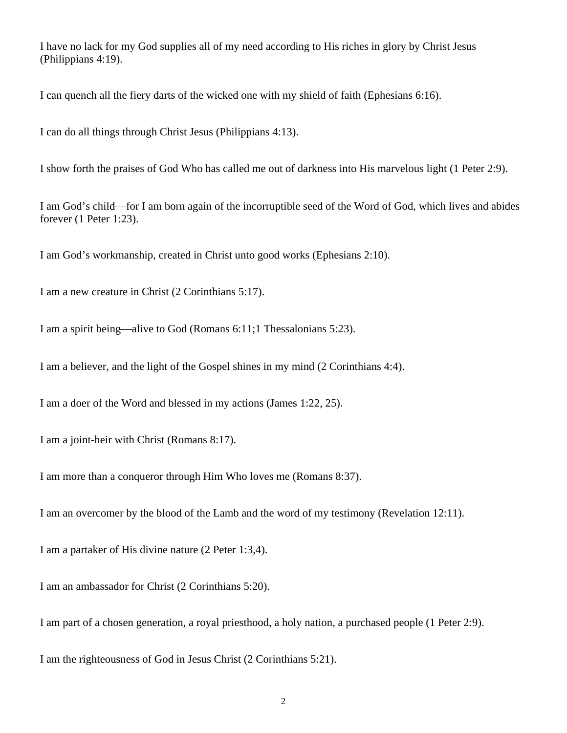I have no lack for my God supplies all of my need according to His riches in glory by Christ Jesus (Philippians 4:19).

I can quench all the fiery darts of the wicked one with my shield of faith (Ephesians 6:16).

I can do all things through Christ Jesus (Philippians 4:13).

I show forth the praises of God Who has called me out of darkness into His marvelous light (1 Peter 2:9).

I am God's child—for I am born again of the incorruptible seed of the Word of God, which lives and abides forever (1 Peter 1:23).

I am God's workmanship, created in Christ unto good works (Ephesians 2:10).

I am a new creature in Christ (2 Corinthians 5:17).

I am a spirit being—alive to God (Romans 6:11;1 Thessalonians 5:23).

I am a believer, and the light of the Gospel shines in my mind (2 Corinthians 4:4).

I am a doer of the Word and blessed in my actions (James 1:22, 25).

I am a joint-heir with Christ (Romans 8:17).

I am more than a conqueror through Him Who loves me (Romans 8:37).

I am an overcomer by the blood of the Lamb and the word of my testimony (Revelation 12:11).

I am a partaker of His divine nature (2 Peter 1:3,4).

I am an ambassador for Christ (2 Corinthians 5:20).

I am part of a chosen generation, a royal priesthood, a holy nation, a purchased people (1 Peter 2:9).

I am the righteousness of God in Jesus Christ (2 Corinthians 5:21).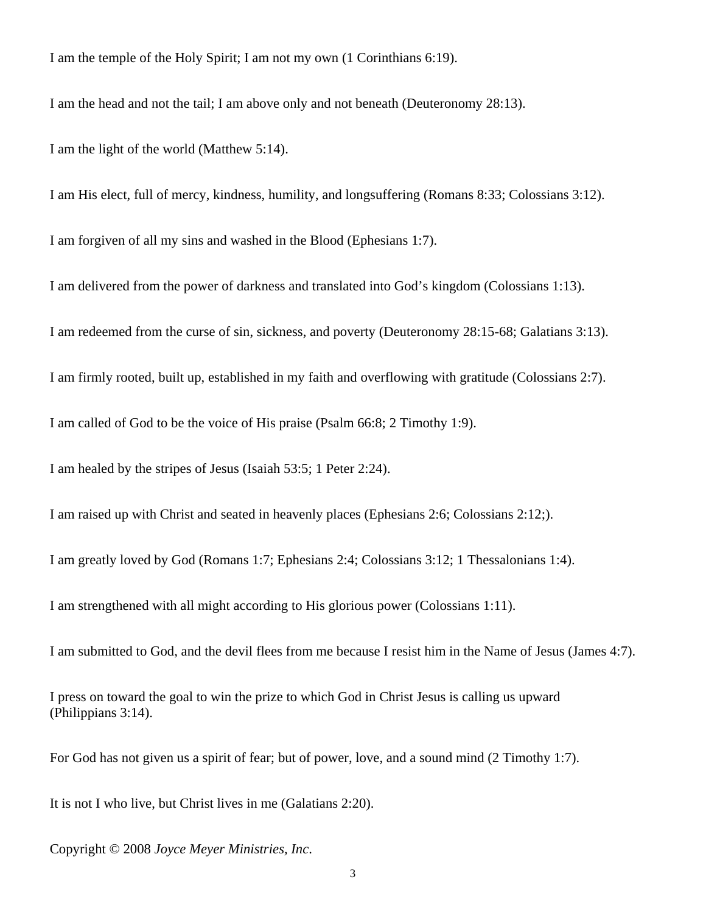I am the temple of the Holy Spirit; I am not my own (1 Corinthians 6:19).

I am the head and not the tail; I am above only and not beneath (Deuteronomy 28:13).

I am the light of the world (Matthew 5:14).

I am His elect, full of mercy, kindness, humility, and longsuffering (Romans 8:33; Colossians 3:12).

I am forgiven of all my sins and washed in the Blood (Ephesians 1:7).

I am delivered from the power of darkness and translated into God's kingdom (Colossians 1:13).

I am redeemed from the curse of sin, sickness, and poverty (Deuteronomy 28:15-68; Galatians 3:13).

I am firmly rooted, built up, established in my faith and overflowing with gratitude (Colossians 2:7).

I am called of God to be the voice of His praise (Psalm 66:8; 2 Timothy 1:9).

I am healed by the stripes of Jesus (Isaiah 53:5; 1 Peter 2:24).

I am raised up with Christ and seated in heavenly places (Ephesians 2:6; Colossians 2:12;).

I am greatly loved by God (Romans 1:7; Ephesians 2:4; Colossians 3:12; 1 Thessalonians 1:4).

I am strengthened with all might according to His glorious power (Colossians 1:11).

I am submitted to God, and the devil flees from me because I resist him in the Name of Jesus (James 4:7).

I press on toward the goal to win the prize to which God in Christ Jesus is calling us upward (Philippians 3:14).

For God has not given us a spirit of fear; but of power, love, and a sound mind (2 Timothy 1:7).

It is not I who live, but Christ lives in me (Galatians 2:20).

Copyright © 2008 *Joyce Meyer Ministries, Inc*.